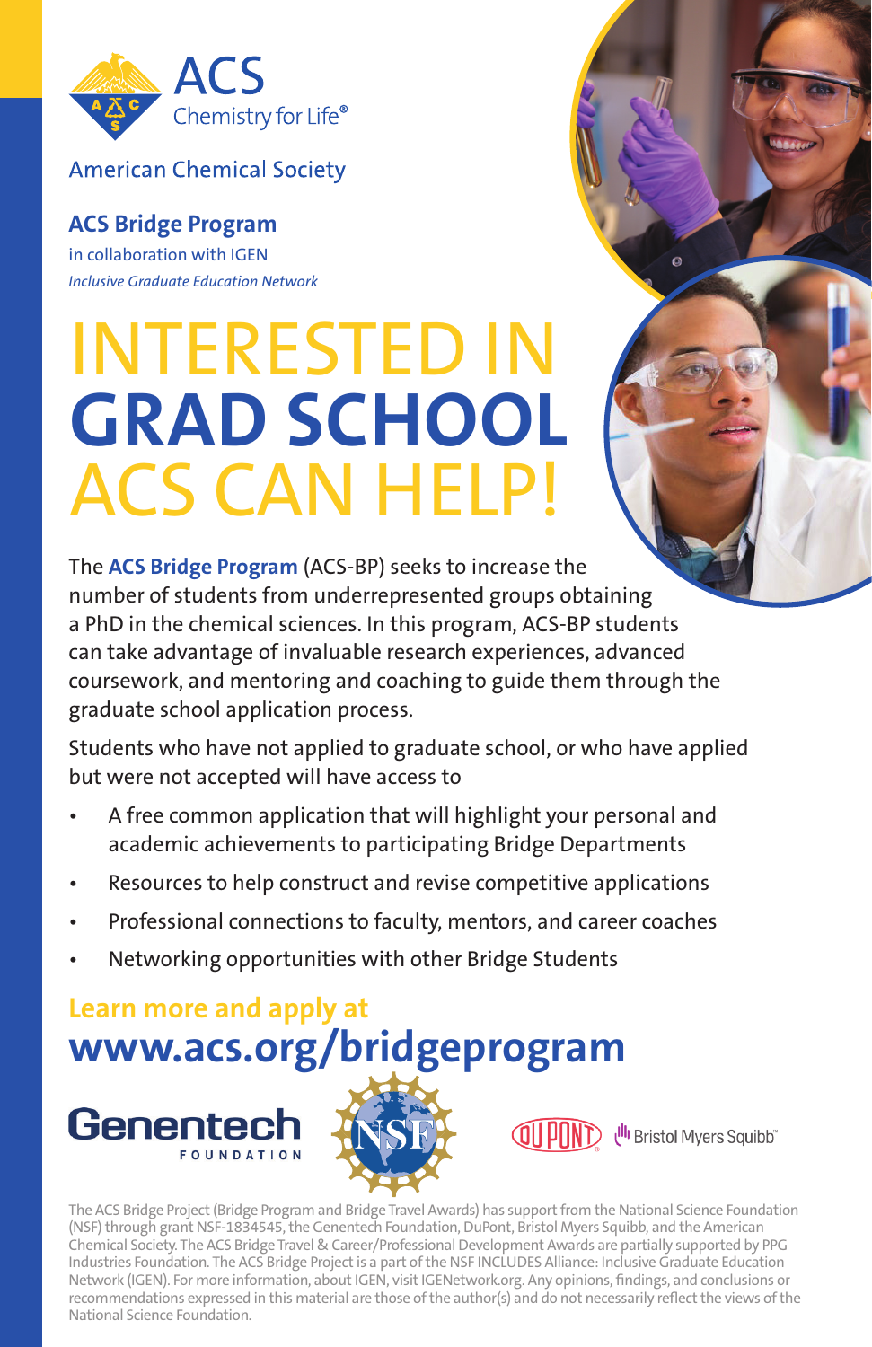ACS Chemistry for Life®

American Chemical Society

**ACS Bridge Program**

in collaboration with IGEN

*Inclusive Graduate Education Network*

# INTERESTED IN **GRAD SCHOOL** ACS CAN HELP!

The **ACS Bridge Program** (ACS-BP) seeks to increase the number of students from underrepresented groups obtaining a PhD in the chemical sciences. In this program, ACS-BP students can take advantage of invaluable research experiences, advanced coursework, and mentoring and coaching to guide them through the graduate school application process.

Students who have not applied to graduate school, or who have applied but were not accepted will have access to

- A free common application that will highlight your personal and academic achievements to participating Bridge Departments
- Resources to help construct and revise competitive applications
- Professional connections to faculty, mentors, and career coaches
- Networking opportunities with other Bridge Students

## Learn more and apply at **www.acs.org/bridgeprogram**

Genentech FOUNDATION | NSF | DUPONT | Bristol Myers Squibb™

The ACS Bridge Project (Bridge Program and Bridge Travel Awards) has support from the National Science Foundation (NSF) through grant NSF-1834545, the Genentech Foundation, DuPont, Bristol Myers Squibb, and the American Chemical Society. The ACS Bridge Travel & Career/Professional Development Awards are partially supported by PPG Industries Foundation. The ACS Bridge Project is a part of the NSF INCLUDES Alliance: Inclusive Graduate Education Network (IGEN). For more information, about IGEN, visit IGENetwork.org. Any opinions, findings, and conclusions or recommendations expressed in this material are those of the author(s) and do not necessarily reflect the views of the National Science Foundation.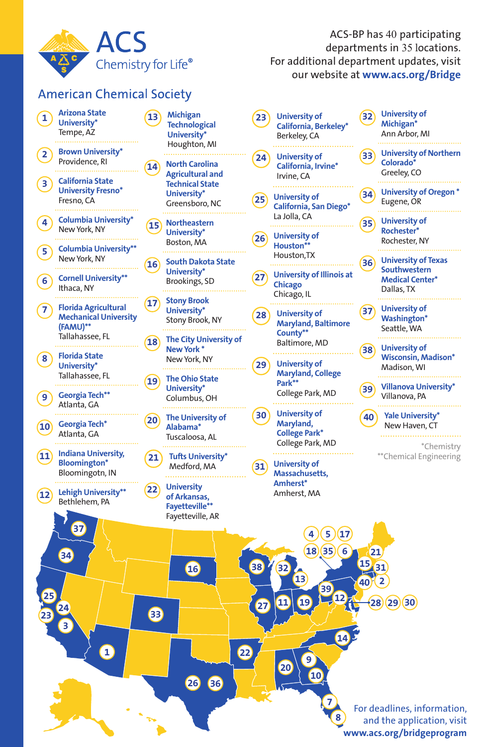ACS Chemistry for Life®

American Chemical Society

ACS-BP has 40 participating departments in 35 locations. For additional department updates, visit our website at **www.acs.org/Bridge**

1. **Arizona State University*** Tempe, AZ
2. **Brown University*** Providence, RI
3. **California State University Fresno*** Fresno, CA
4. **Columbia University*** New York, NY
5. **Columbia University**** New York, NY
6. **Cornell University**** Ithaca, NY
7. **Florida Agricultural Mechanical University (FAMU)**** Tallahassee, FL
8. **Florida State University*** Tallahassee, FL
9. **Georgia Tech**** Atlanta, GA
10. **Georgia Tech*** Atlanta, GA
11. **Indiana University, Bloomington*** Bloomingotn, IN
12. **Lehigh University**** Bethlehem, PA
13. **Michigan Technological University*** Houghton, MI
14. **North Carolina Agricultural and Technical State University*** Greensboro, NC
15. **Northeastern University*** Boston, MA
16. **South Dakota State University*** Brookings, SD
17. **Stony Brook University*** Stony Brook, NY
18. **The City University of New York*** New York, NY
19. **The Ohio State University*** Columbus, OH
20. **The University of Alabama*** Tuscaloosa, AL
21. **Tufts University*** Medford, MA
22. **University of Arkansas, Fayetteville**** Fayetteville, AR
23. **University of California, Berkeley*** Berkeley, CA
24. **University of California, Irvine*** Irvine, CA
25. **University of California, San Diego*** La Jolla, CA
26. **University of Houston**** Houston,TX
27. **University of Illinois at Chicago** Chicago, IL
28. **University of Maryland, Baltimore County**** Baltimore, MD
29. **University of Maryland, College Park**** College Park, MD
30. **University of Maryland, College Park*** College Park, MD
31. **University of Massachusetts, Amherst*** Amherst, MA
32. **University of Michigan*** Ann Arbor, MI
33. **University of Northern Colorado*** Greeley, CO
34. **University of Oregon*** Eugene, OR
35. **University of Rochester*** Rochester, NY
36. **University of Texas Southwestern Medical Center*** Dallas, TX
37. **University of Washington*** Seattle, WA
38. **University of Wisconsin, Madison*** Madison, WI
39. **Villanova University*** Villanova, PA
40. **Yale University*** New Haven, CT

*Chemistry
**Chemical Engineering

For deadlines, information, and the application, visit **www.acs.org/bridgeprogram**